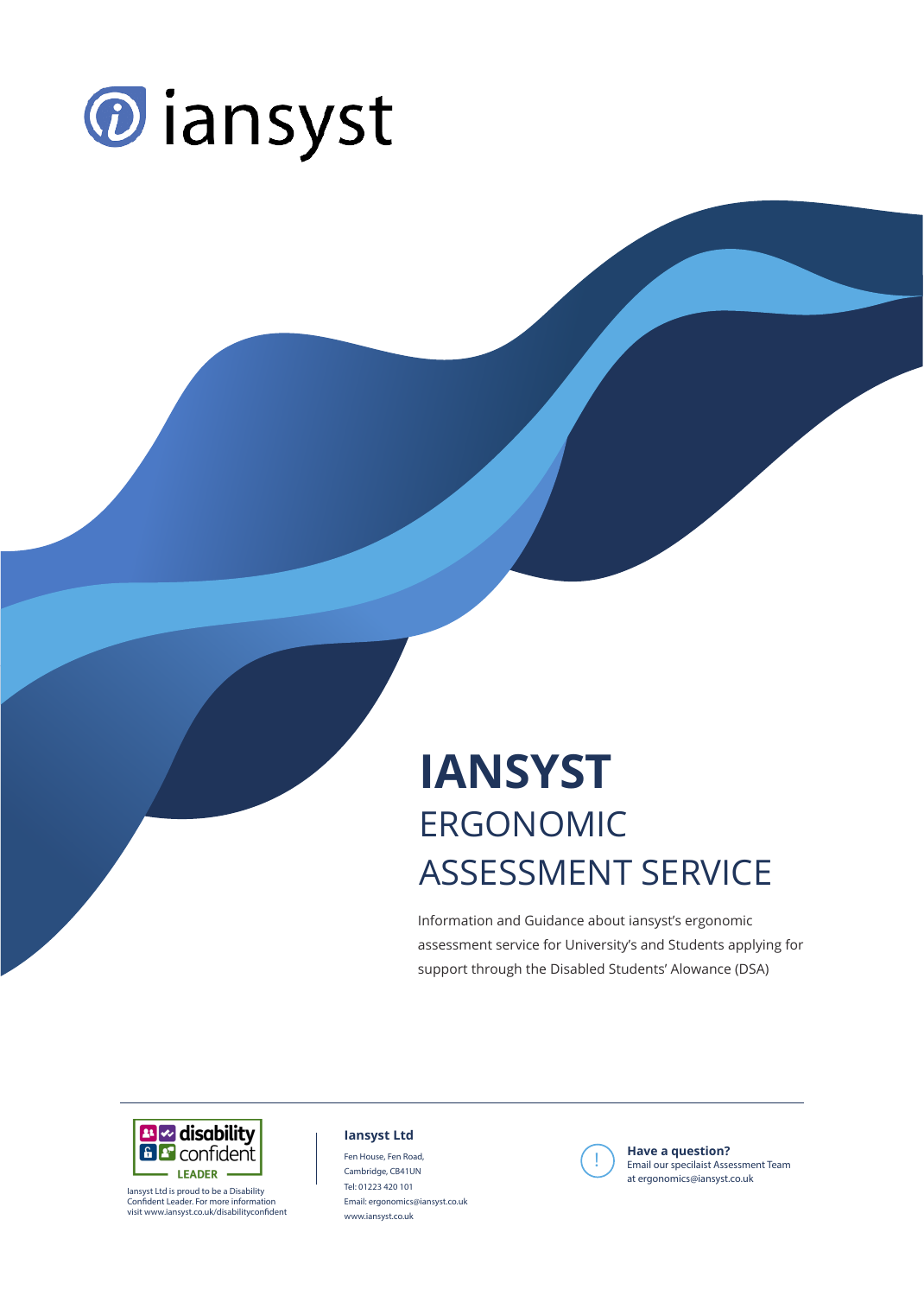iansyst

# IANSYST

## ERGONOMIC ASSESSMENT SERVICE

Information and Guidance about iansyst's ergonomic assessment service for University's and Students applying for support through the Disabled Students' Alowance (DSA)

disability confident LEADER

Iansyst Ltd is proud to be a Disability Confident Leader. For more information visit www.iansyst.co.uk/disabilityconfident

**Iansyst Ltd**

Fen House, Fen Road,
Cambridge, CB41UN
Tel: 01223 420 101
Email: ergonomics@iansyst.co.uk
www.iansyst.co.uk

**Have a question?**
Email our specilaist Assessment Team at ergonomics@iansyst.co.uk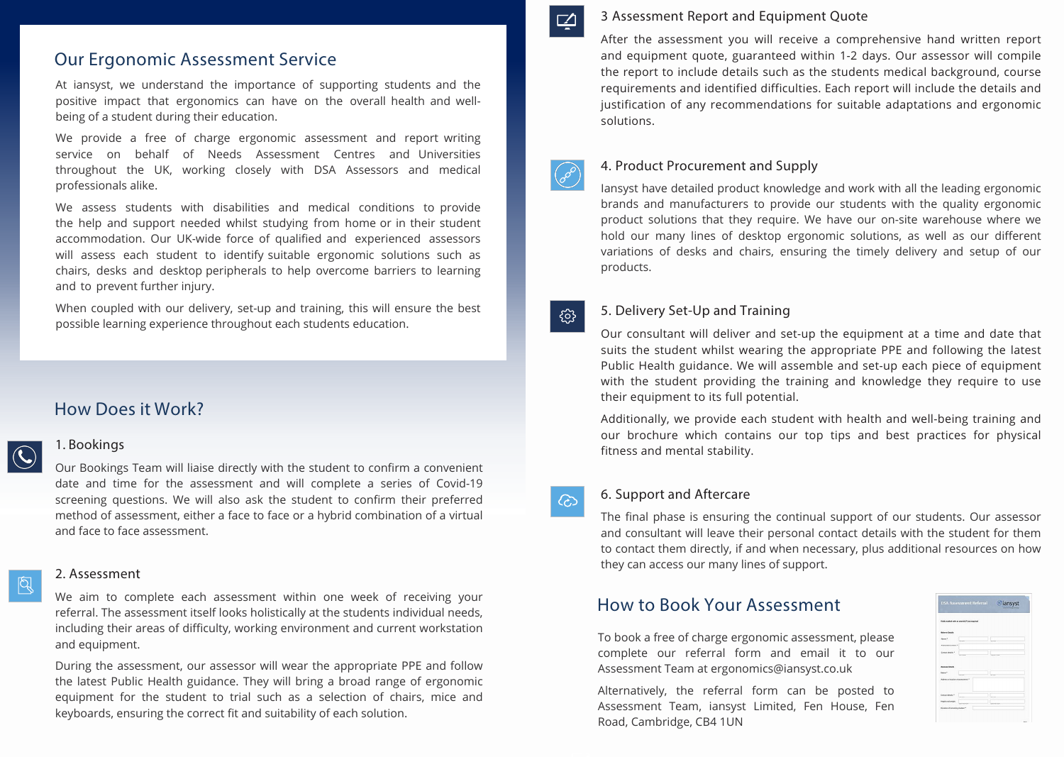## Our Ergonomic Assessment Service

At iansyst, we understand the importance of supporting students and the positive impact that ergonomics can have on the overall health and well-being of a student during their education.

We provide a free of charge ergonomic assessment and report writing service on behalf of Needs Assessment Centres and Universities throughout the UK, working closely with DSA Assessors and medical professionals alike.

We assess students with disabilities and medical conditions to provide the help and support needed whilst studying from home or in their student accommodation. Our UK-wide force of qualified and experienced assessors will assess each student to identify suitable ergonomic solutions such as chairs, desks and desktop peripherals to help overcome barriers to learning and to prevent further injury.

When coupled with our delivery, set-up and training, this will ensure the best possible learning experience throughout each students education.

## How Does it Work?

### 1. Bookings

Our Bookings Team will liaise directly with the student to confirm a convenient date and time for the assessment and will complete a series of Covid-19 screening questions. We will also ask the student to confirm their preferred method of assessment, either a face to face or a hybrid combination of a virtual and face to face assessment.

### 2. Assessment

We aim to complete each assessment within one week of receiving your referral. The assessment itself looks holistically at the students individual needs, including their areas of difficulty, working environment and current workstation and equipment.

During the assessment, our assessor will wear the appropriate PPE and follow the latest Public Health guidance. They will bring a broad range of ergonomic equipment for the student to trial such as a selection of chairs, mice and keyboards, ensuring the correct fit and suitability of each solution.

### 3 Assessment Report and Equipment Quote

After the assessment you will receive a comprehensive hand written report and equipment quote, guaranteed within 1-2 days. Our assessor will compile the report to include details such as the students medical background, course requirements and identified difficulties. Each report will include the details and justification of any recommendations for suitable adaptations and ergonomic solutions.

### 4. Product Procurement and Supply

Iansyst have detailed product knowledge and work with all the leading ergonomic brands and manufacturers to provide our students with the quality ergonomic product solutions that they require. We have our on-site warehouse where we hold our many lines of desktop ergonomic solutions, as well as our different variations of desks and chairs, ensuring the timely delivery and setup of our products.

### 5. Delivery Set-Up and Training

Our consultant will deliver and set-up the equipment at a time and date that suits the student whilst wearing the appropriate PPE and following the latest Public Health guidance. We will assemble and set-up each piece of equipment with the student providing the training and knowledge they require to use their equipment to its full potential.

Additionally, we provide each student with health and well-being training and our brochure which contains our top tips and best practices for physical fitness and mental stability.

### 6. Support and Aftercare

The final phase is ensuring the continual support of our students. Our assessor and consultant will leave their personal contact details with the student for them to contact them directly, if and when necessary, plus additional resources on how they can access our many lines of support.

## How to Book Your Assessment

To book a free of charge ergonomic assessment, please complete our referral form and email it to our Assessment Team at ergonomics@iansyst.co.uk

Alternatively, the referral form can be posted to Assessment Team, iansyst Limited, Fen House, Fen Road, Cambridge, CB4 1UN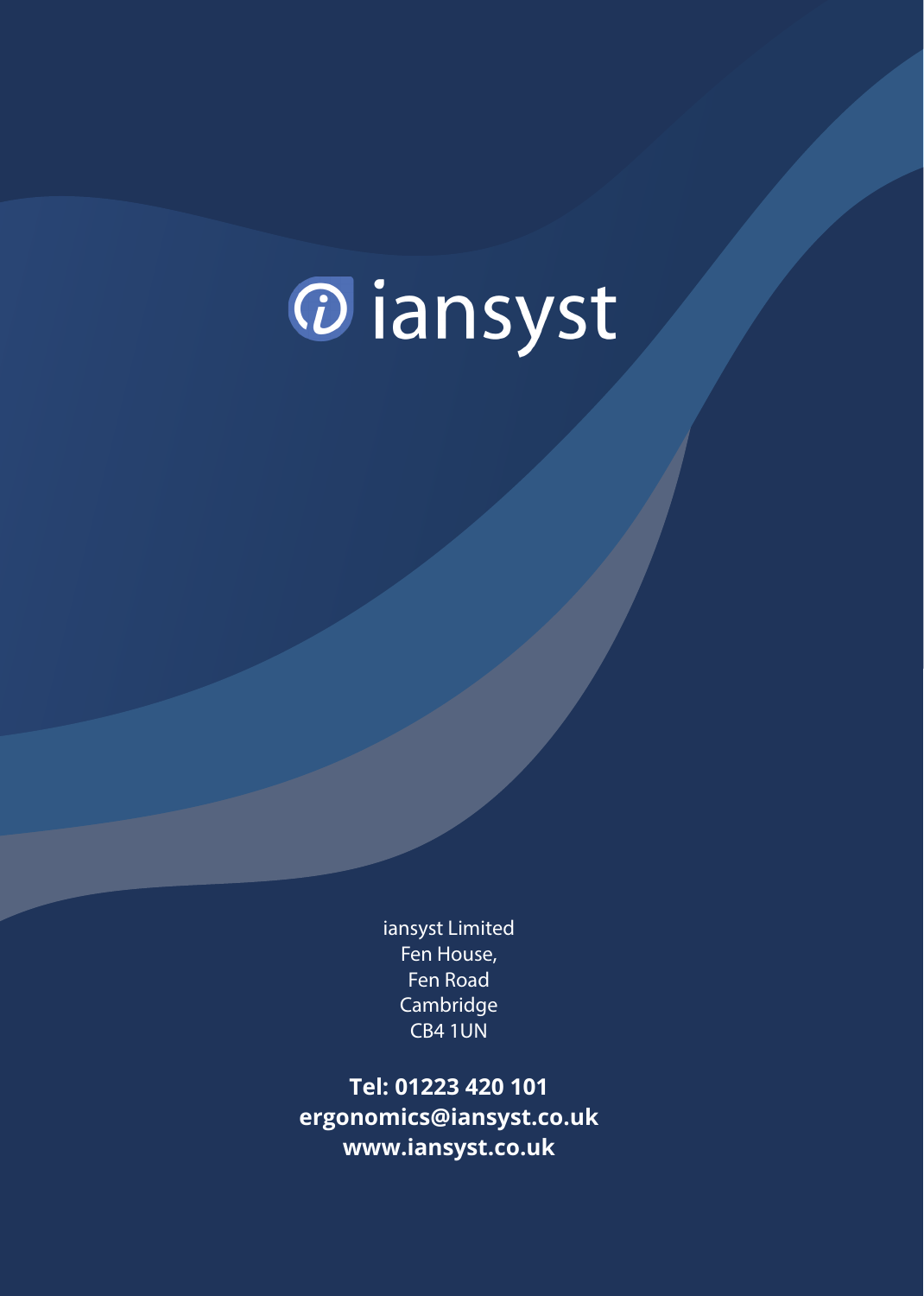iansyst

iansyst Limited
Fen House,
Fen Road
Cambridge
CB4 1UN

**Tel: 01223 420 101**
**ergonomics@iansyst.co.uk**
**www.iansyst.co.uk**